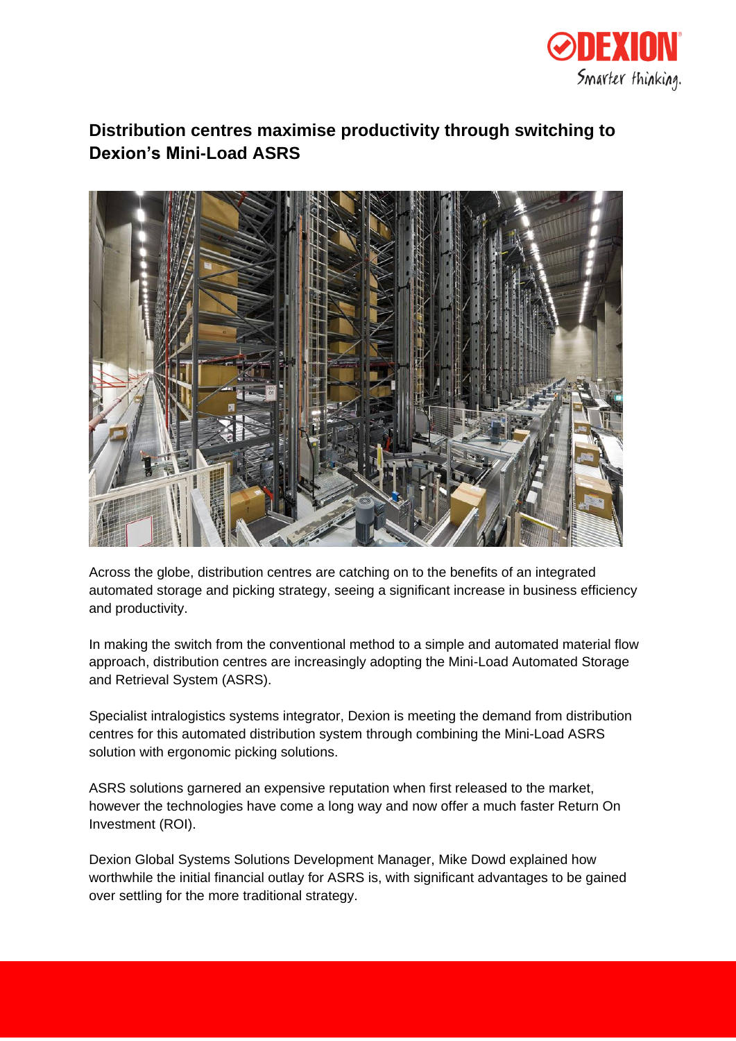# Distribution centres maximise productivity through switching to Dexion's Mini-Load ASRS

Across the globe, distribution centres are catching on to the benefits of an integrated automated storage and picking strategy, seeing a significant increase in business efficiency and productivity.

In making the switch from the conventional method to a simple and automated material flow approach, distribution centres are increasingly adopting the Mini-Load Automated Storage and Retrieval System (ASRS).

Specialist intralogistics systems integrator, Dexion is meeting the demand from distribution centres for this automated distribution system through combining the Mini-Load ASRS solution with ergonomic picking solutions.

ASRS solutions garnered an expensive reputation when first released to the market, however the technologies have come a long way and now offer a much faster Return On Investment (ROI).

Dexion Global Systems Solutions Development Manager, Mike Dowd explained how worthwhile the initial financial outlay for ASRS is, with significant advantages to be gained over settling for the more traditional strategy.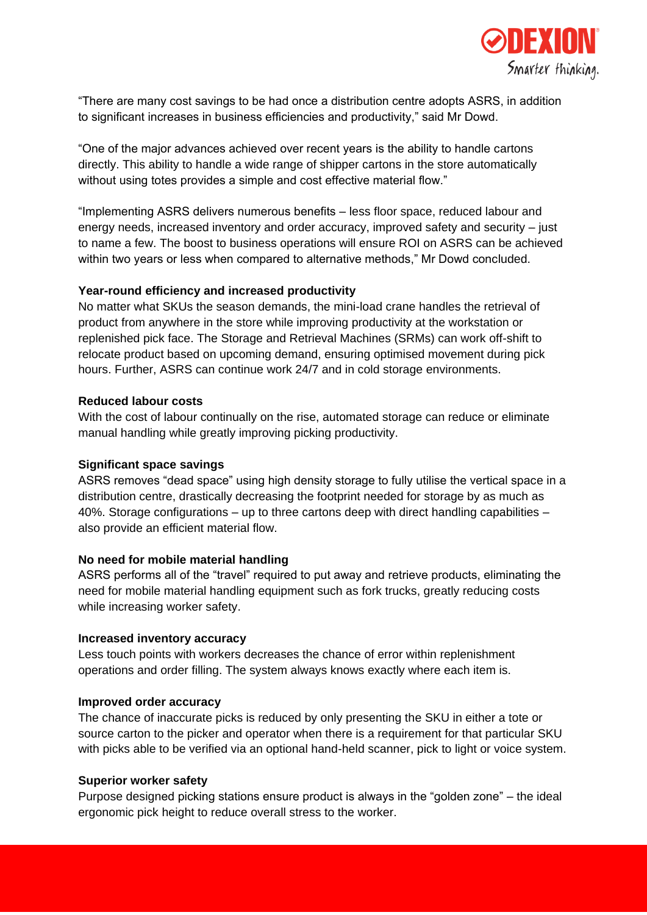"There are many cost savings to be had once a distribution centre adopts ASRS, in addition to significant increases in business efficiencies and productivity," said Mr Dowd.

"One of the major advances achieved over recent years is the ability to handle cartons directly. This ability to handle a wide range of shipper cartons in the store automatically without using totes provides a simple and cost effective material flow."

"Implementing ASRS delivers numerous benefits – less floor space, reduced labour and energy needs, increased inventory and order accuracy, improved safety and security – just to name a few. The boost to business operations will ensure ROI on ASRS can be achieved within two years or less when compared to alternative methods," Mr Dowd concluded.

**Year-round efficiency and increased productivity**
No matter what SKUs the season demands, the mini-load crane handles the retrieval of product from anywhere in the store while improving productivity at the workstation or replenished pick face. The Storage and Retrieval Machines (SRMs) can work off-shift to relocate product based on upcoming demand, ensuring optimised movement during pick hours. Further, ASRS can continue work 24/7 and in cold storage environments.

**Reduced labour costs**
With the cost of labour continually on the rise, automated storage can reduce or eliminate manual handling while greatly improving picking productivity.

**Significant space savings**
ASRS removes "dead space" using high density storage to fully utilise the vertical space in a distribution centre, drastically decreasing the footprint needed for storage by as much as 40%. Storage configurations – up to three cartons deep with direct handling capabilities – also provide an efficient material flow.

**No need for mobile material handling**
ASRS performs all of the "travel" required to put away and retrieve products, eliminating the need for mobile material handling equipment such as fork trucks, greatly reducing costs while increasing worker safety.

**Increased inventory accuracy**
Less touch points with workers decreases the chance of error within replenishment operations and order filling. The system always knows exactly where each item is.

**Improved order accuracy**
The chance of inaccurate picks is reduced by only presenting the SKU in either a tote or source carton to the picker and operator when there is a requirement for that particular SKU with picks able to be verified via an optional hand-held scanner, pick to light or voice system.

**Superior worker safety**
Purpose designed picking stations ensure product is always in the "golden zone" – the ideal ergonomic pick height to reduce overall stress to the worker.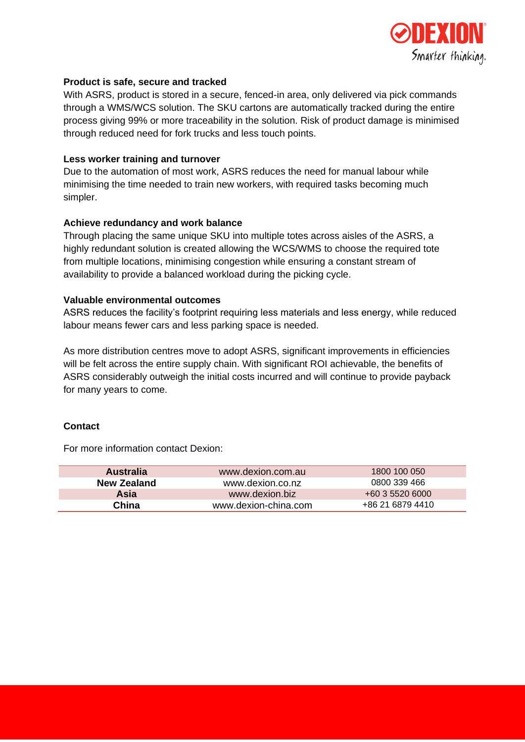**Product is safe, secure and tracked**

With ASRS, product is stored in a secure, fenced-in area, only delivered via pick commands through a WMS/WCS solution. The SKU cartons are automatically tracked during the entire process giving 99% or more traceability in the solution. Risk of product damage is minimised through reduced need for fork trucks and less touch points.

**Less worker training and turnover**

Due to the automation of most work, ASRS reduces the need for manual labour while minimising the time needed to train new workers, with required tasks becoming much simpler.

**Achieve redundancy and work balance**

Through placing the same unique SKU into multiple totes across aisles of the ASRS, a highly redundant solution is created allowing the WCS/WMS to choose the required tote from multiple locations, minimising congestion while ensuring a constant stream of availability to provide a balanced workload during the picking cycle.

**Valuable environmental outcomes**

ASRS reduces the facility's footprint requiring less materials and less energy, while reduced labour means fewer cars and less parking space is needed.

As more distribution centres move to adopt ASRS, significant improvements in efficiencies will be felt across the entire supply chain. With significant ROI achievable, the benefits of ASRS considerably outweigh the initial costs incurred and will continue to provide payback for many years to come.

**Contact**

For more information contact Dexion:

| | | |
|---|---|---|
| **Australia** | www.dexion.com.au | 1800 100 050 |
| **New Zealand** | www.dexion.co.nz | 0800 339 466 |
| **Asia** | www.dexion.biz | +60 3 5520 6000 |
| **China** | www.dexion-china.com | +86 21 6879 4410 |